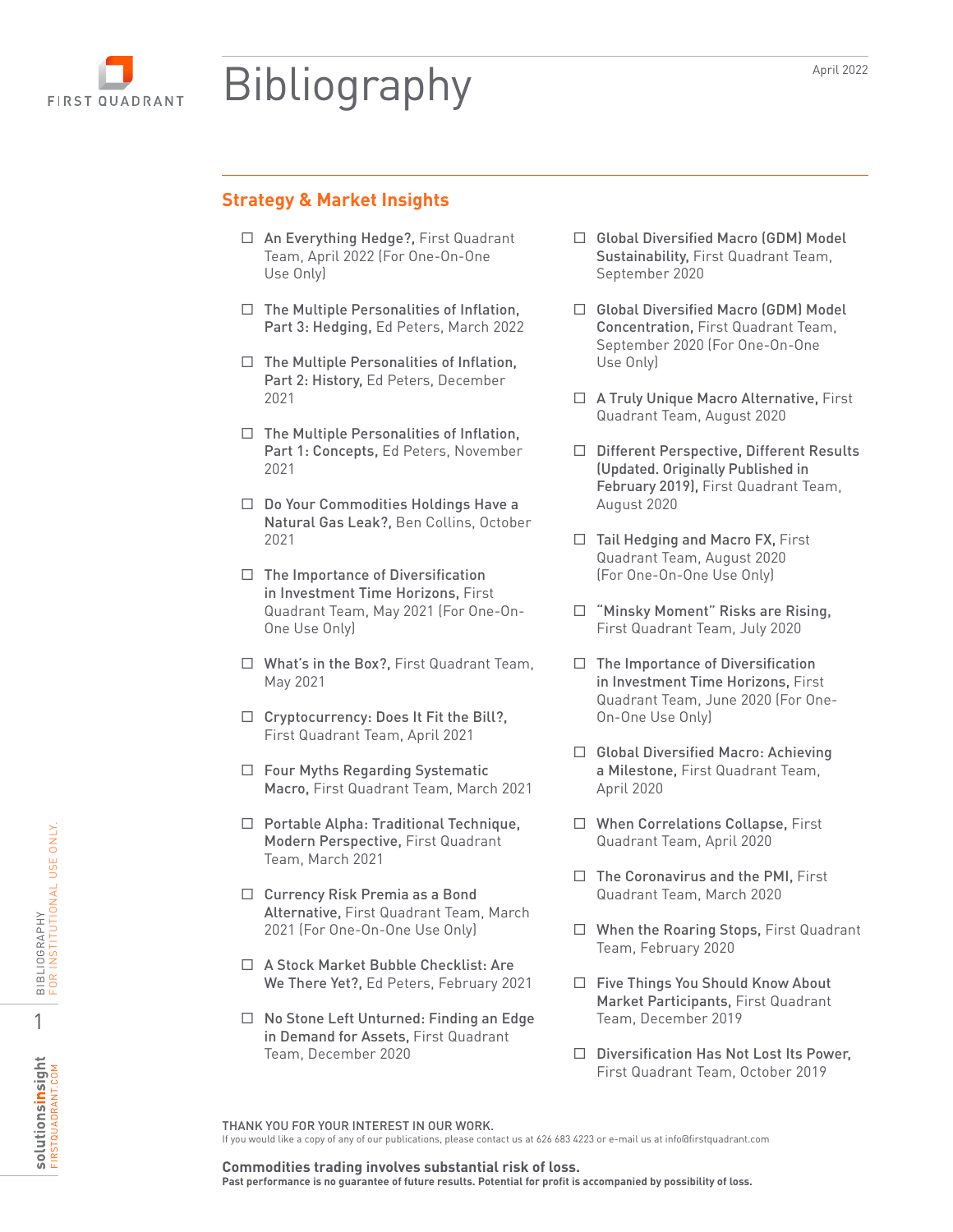# Bibliography

April 2022

## Strategy & Market Insights

- ☐ **An Everything Hedge?,** First Quadrant Team, April 2022 (For One-On-One Use Only)
- ☐ **The Multiple Personalities of Inflation, Part 3: Hedging,** Ed Peters, March 2022
- ☐ **The Multiple Personalities of Inflation, Part 2: History,** Ed Peters, December 2021
- ☐ **The Multiple Personalities of Inflation, Part 1: Concepts,** Ed Peters, November 2021
- ☐ **Do Your Commodities Holdings Have a Natural Gas Leak?,** Ben Collins, October 2021
- ☐ **The Importance of Diversification in Investment Time Horizons,** First Quadrant Team, May 2021 (For One-On-One Use Only)
- ☐ **What's in the Box?,** First Quadrant Team, May 2021
- ☐ **Cryptocurrency: Does It Fit the Bill?,** First Quadrant Team, April 2021
- ☐ **Four Myths Regarding Systematic Macro,** First Quadrant Team, March 2021
- ☐ **Portable Alpha: Traditional Technique, Modern Perspective,** First Quadrant Team, March 2021
- ☐ **Currency Risk Premia as a Bond Alternative,** First Quadrant Team, March 2021 (For One-On-One Use Only)
- ☐ **A Stock Market Bubble Checklist: Are We There Yet?,** Ed Peters, February 2021
- ☐ **No Stone Left Unturned: Finding an Edge in Demand for Assets,** First Quadrant Team, December 2020
- ☐ **Global Diversified Macro (GDM) Model Sustainability,** First Quadrant Team, September 2020
- ☐ **Global Diversified Macro (GDM) Model Concentration,** First Quadrant Team, September 2020 (For One-On-One Use Only)
- ☐ **A Truly Unique Macro Alternative,** First Quadrant Team, August 2020
- ☐ **Different Perspective, Different Results (Updated. Originally Published in February 2019),** First Quadrant Team, August 2020
- ☐ **Tail Hedging and Macro FX,** First Quadrant Team, August 2020 (For One-On-One Use Only)
- ☐ **"Minsky Moment" Risks are Rising,** First Quadrant Team, July 2020
- ☐ **The Importance of Diversification in Investment Time Horizons,** First Quadrant Team, June 2020 (For One-On-One Use Only)
- ☐ **Global Diversified Macro: Achieving a Milestone,** First Quadrant Team, April 2020
- ☐ **When Correlations Collapse,** First Quadrant Team, April 2020
- ☐ **The Coronavirus and the PMI,** First Quadrant Team, March 2020
- ☐ **When the Roaring Stops,** First Quadrant Team, February 2020
- ☐ **Five Things You Should Know About Market Participants,** First Quadrant Team, December 2019
- ☐ **Diversification Has Not Lost Its Power,** First Quadrant Team, October 2019

THANK YOU FOR YOUR INTEREST IN OUR WORK.
If you would like a copy of any of our publications, please contact us at 626 683 4223 or e-mail us at info@firstquadrant.com

**Commodities trading involves substantial risk of loss.**
**Past performance is no guarantee of future results. Potential for profit is accompanied by possibility of loss.**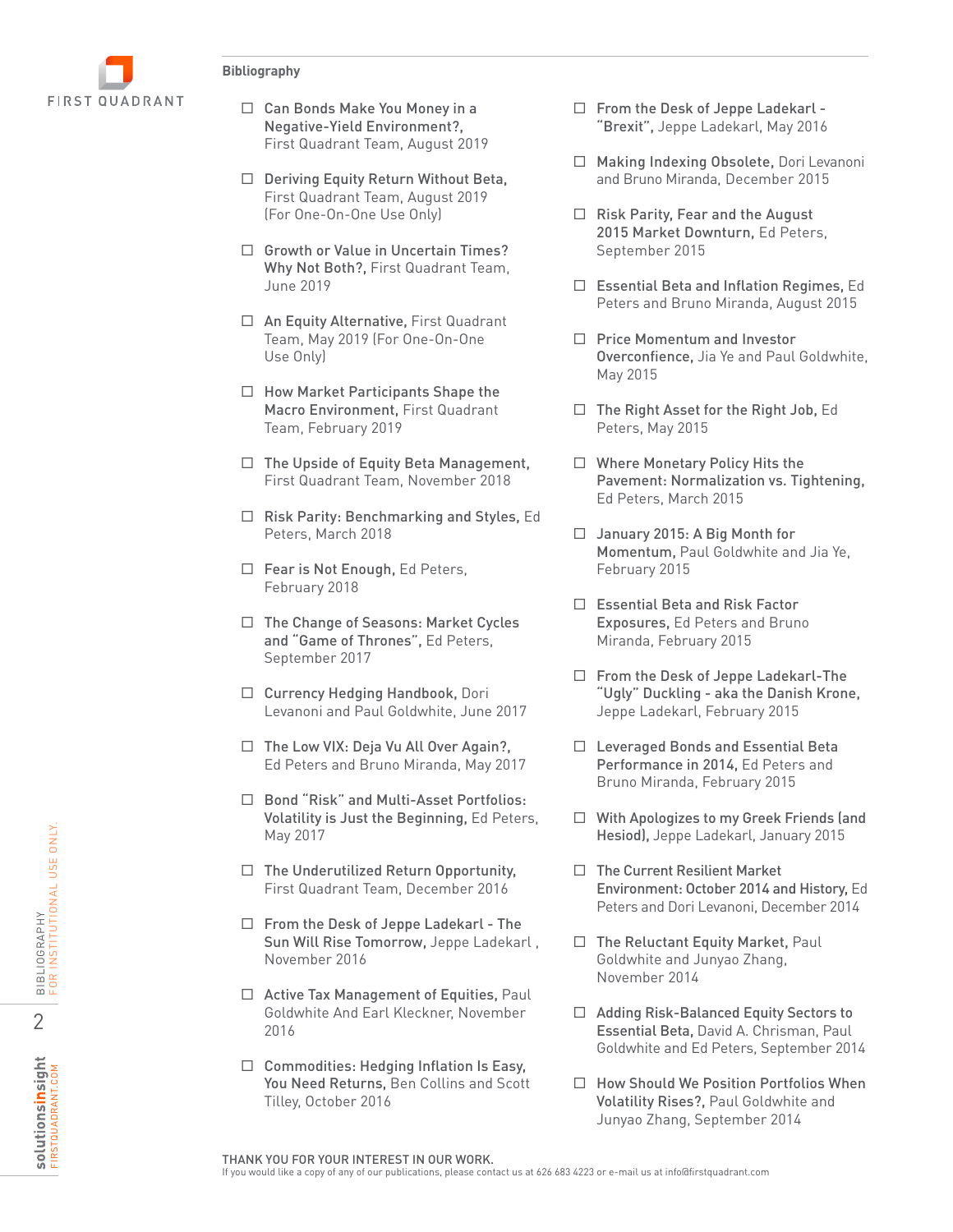## Bibliography

- ☐ **Can Bonds Make You Money in a Negative-Yield Environment?,** First Quadrant Team, August 2019
- ☐ **Deriving Equity Return Without Beta,** First Quadrant Team, August 2019 (For One-On-One Use Only)
- ☐ **Growth or Value in Uncertain Times? Why Not Both?,** First Quadrant Team, June 2019
- ☐ **An Equity Alternative,** First Quadrant Team, May 2019 (For One-On-One Use Only)
- ☐ **How Market Participants Shape the Macro Environment,** First Quadrant Team, February 2019
- ☐ **The Upside of Equity Beta Management,** First Quadrant Team, November 2018
- ☐ **Risk Parity: Benchmarking and Styles,** Ed Peters, March 2018
- ☐ **Fear is Not Enough,** Ed Peters, February 2018
- ☐ **The Change of Seasons: Market Cycles and "Game of Thrones",** Ed Peters, September 2017
- ☐ **Currency Hedging Handbook,** Dori Levanoni and Paul Goldwhite, June 2017
- ☐ **The Low VIX: Deja Vu All Over Again?,** Ed Peters and Bruno Miranda, May 2017
- ☐ **Bond "Risk" and Multi-Asset Portfolios: Volatility is Just the Beginning,** Ed Peters, May 2017
- ☐ **The Underutilized Return Opportunity,** First Quadrant Team, December 2016
- ☐ **From the Desk of Jeppe Ladekarl - The Sun Will Rise Tomorrow,** Jeppe Ladekarl , November 2016
- ☐ **Active Tax Management of Equities,** Paul Goldwhite And Earl Kleckner, November 2016
- ☐ **Commodities: Hedging Inflation Is Easy, You Need Returns,** Ben Collins and Scott Tilley, October 2016
- ☐ **From the Desk of Jeppe Ladekarl - "Brexit",** Jeppe Ladekarl, May 2016
- ☐ **Making Indexing Obsolete,** Dori Levanoni and Bruno Miranda, December 2015
- ☐ **Risk Parity, Fear and the August 2015 Market Downturn,** Ed Peters, September 2015
- ☐ **Essential Beta and Inflation Regimes,** Ed Peters and Bruno Miranda, August 2015
- ☐ **Price Momentum and Investor Overconfience,** Jia Ye and Paul Goldwhite, May 2015
- ☐ **The Right Asset for the Right Job,** Ed Peters, May 2015
- ☐ **Where Monetary Policy Hits the Pavement: Normalization vs. Tightening,** Ed Peters, March 2015
- ☐ **January 2015: A Big Month for Momentum,** Paul Goldwhite and Jia Ye, February 2015
- ☐ **Essential Beta and Risk Factor Exposures,** Ed Peters and Bruno Miranda, February 2015
- ☐ **From the Desk of Jeppe Ladekarl-The "Ugly" Duckling - aka the Danish Krone,** Jeppe Ladekarl, February 2015
- ☐ **Leveraged Bonds and Essential Beta Performance in 2014,** Ed Peters and Bruno Miranda, February 2015
- ☐ **With Apologizes to my Greek Friends (and Hesiod),** Jeppe Ladekarl, January 2015
- ☐ **The Current Resilient Market Environment: October 2014 and History,** Ed Peters and Dori Levanoni, December 2014
- ☐ **The Reluctant Equity Market,** Paul Goldwhite and Junyao Zhang, November 2014
- ☐ **Adding Risk-Balanced Equity Sectors to Essential Beta,** David A. Chrisman, Paul Goldwhite and Ed Peters, September 2014
- ☐ **How Should We Position Portfolios When Volatility Rises?,** Paul Goldwhite and Junyao Zhang, September 2014

**THANK YOU FOR YOUR INTEREST IN OUR WORK.**
If you would like a copy of any of our publications, please contact us at 626 683 4223 or e-mail us at info@firstquadrant.com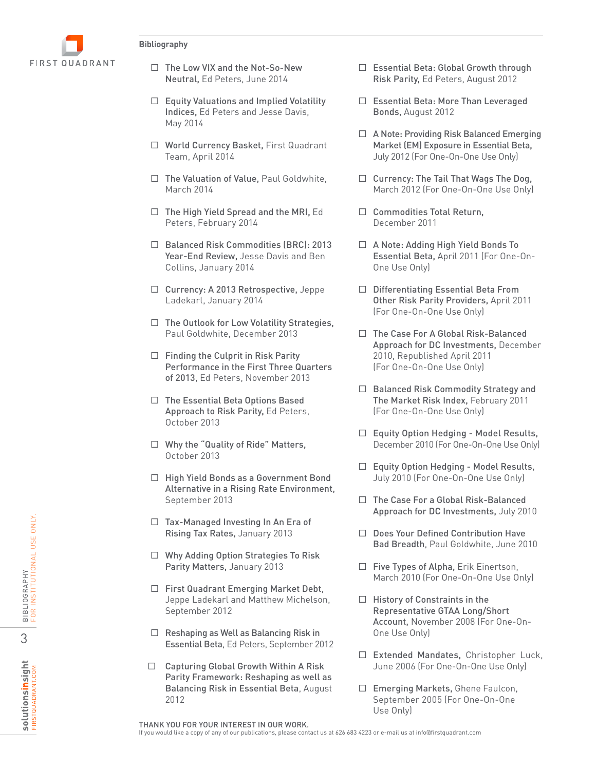## Bibliography

- **The Low VIX and the Not-So-New Neutral,** Ed Peters, June 2014
- **Equity Valuations and Implied Volatility Indices,** Ed Peters and Jesse Davis, May 2014
- **World Currency Basket,** First Quadrant Team, April 2014
- **The Valuation of Value,** Paul Goldwhite, March 2014
- **The High Yield Spread and the MRI,** Ed Peters, February 2014
- **Balanced Risk Commodities (BRC): 2013 Year-End Review,** Jesse Davis and Ben Collins, January 2014
- **Currency: A 2013 Retrospective,** Jeppe Ladekarl, January 2014
- **The Outlook for Low Volatility Strategies,** Paul Goldwhite, December 2013
- **Finding the Culprit in Risk Parity Performance in the First Three Quarters of 2013,** Ed Peters, November 2013
- **The Essential Beta Options Based Approach to Risk Parity,** Ed Peters, October 2013
- **Why the "Quality of Ride" Matters,** October 2013
- **High Yield Bonds as a Government Bond Alternative in a Rising Rate Environment,** September 2013
- **Tax-Managed Investing In An Era of Rising Tax Rates,** January 2013
- **Why Adding Option Strategies To Risk Parity Matters,** January 2013
- **First Quadrant Emerging Market Debt,** Jeppe Ladekarl and Matthew Michelson, September 2012
- **Reshaping as Well as Balancing Risk in Essential Beta,** Ed Peters, September 2012
- **Capturing Global Growth Within A Risk Parity Framework: Reshaping as well as Balancing Risk in Essential Beta,** August 2012
- **Essential Beta: Global Growth through Risk Parity,** Ed Peters, August 2012
- **Essential Beta: More Than Leveraged Bonds,** August 2012
- **A Note: Providing Risk Balanced Emerging Market (EM) Exposure in Essential Beta,** July 2012 (For One-On-One Use Only)
- **Currency: The Tail That Wags The Dog,** March 2012 (For One-On-One Use Only)
- **Commodities Total Return,** December 2011
- **A Note: Adding High Yield Bonds To Essential Beta,** April 2011 (For One-On-One Use Only)
- **Differentiating Essential Beta From Other Risk Parity Providers,** April 2011 (For One-On-One Use Only)
- **The Case For A Global Risk-Balanced Approach for DC Investments,** December 2010, Republished April 2011 (For One-On-One Use Only)
- **Balanced Risk Commodity Strategy and The Market Risk Index,** February 2011 (For One-On-One Use Only)
- **Equity Option Hedging - Model Results,** December 2010 (For One-On-One Use Only)
- **Equity Option Hedging - Model Results,** July 2010 (For One-On-One Use Only)
- **The Case For a Global Risk-Balanced Approach for DC Investments,** July 2010
- **Does Your Defined Contribution Have Bad Breadth,** Paul Goldwhite, June 2010
- **Five Types of Alpha,** Erik Einertson, March 2010 (For One-On-One Use Only)
- **History of Constraints in the Representative GTAA Long/Short Account,** November 2008 (For One-On-One Use Only)
- **Extended Mandates,** Christopher Luck, June 2006 (For One-On-One Use Only)
- **Emerging Markets,** Ghene Faulcon, September 2005 (For One-On-One Use Only)

THANK YOU FOR YOUR INTEREST IN OUR WORK.
If you would like a copy of any of our publications, please contact us at 626 683 4223 or e-mail us at info@firstquadrant.com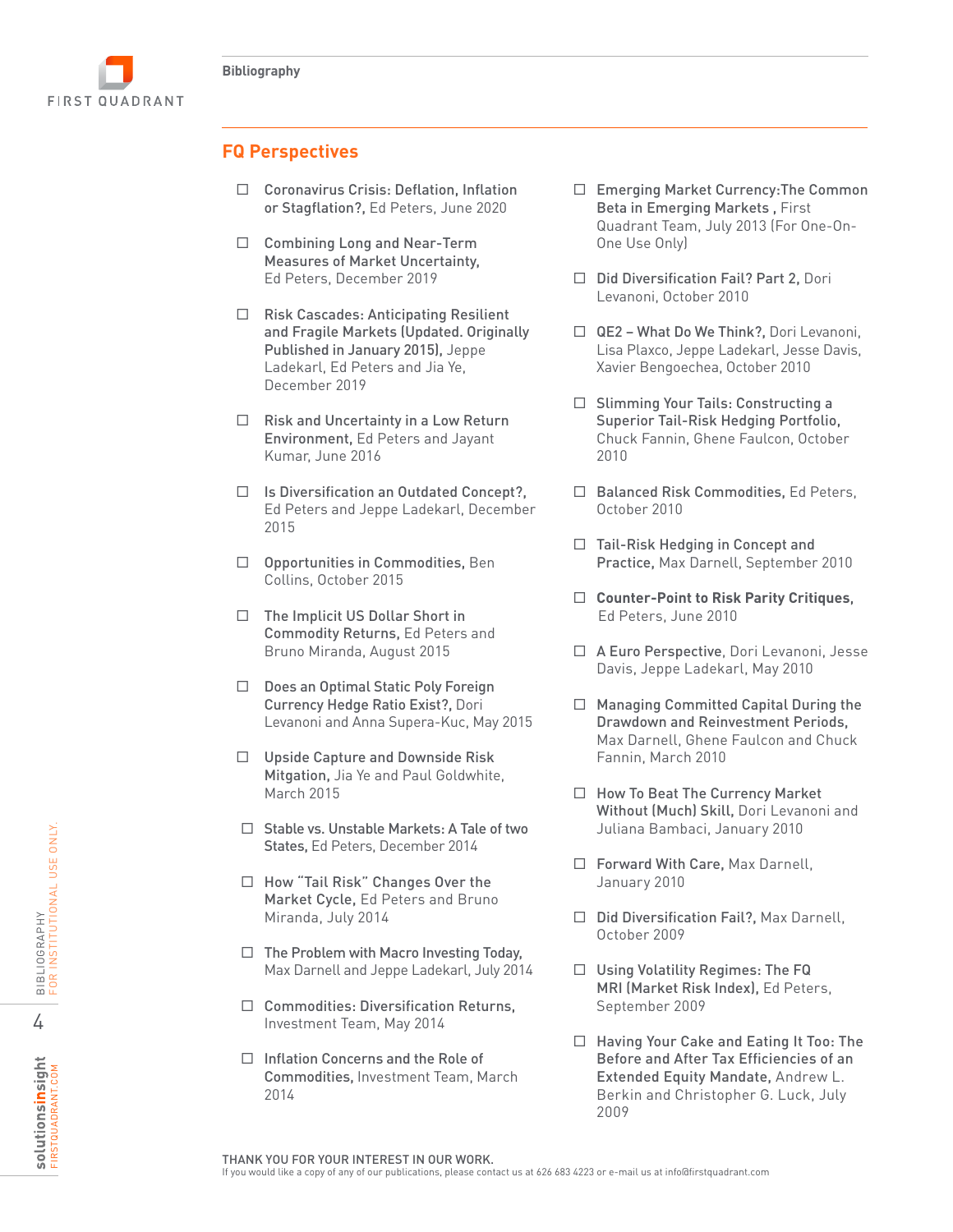## FQ Perspectives

- **Coronavirus Crisis: Deflation, Inflation or Stagflation?,** Ed Peters, June 2020
- **Combining Long and Near-Term Measures of Market Uncertainty,** Ed Peters, December 2019
- **Risk Cascades: Anticipating Resilient and Fragile Markets (Updated. Originally Published in January 2015),** Jeppe Ladekarl, Ed Peters and Jia Ye, December 2019
- **Risk and Uncertainty in a Low Return Environment,** Ed Peters and Jayant Kumar, June 2016
- **Is Diversification an Outdated Concept?,** Ed Peters and Jeppe Ladekarl, December 2015
- **Opportunities in Commodities,** Ben Collins, October 2015
- **The Implicit US Dollar Short in Commodity Returns,** Ed Peters and Bruno Miranda, August 2015
- **Does an Optimal Static Poly Foreign Currency Hedge Ratio Exist?,** Dori Levanoni and Anna Supera-Kuc, May 2015
- **Upside Capture and Downside Risk Mitgation,** Jia Ye and Paul Goldwhite, March 2015
- **Stable vs. Unstable Markets: A Tale of two States,** Ed Peters, December 2014
- **How "Tail Risk" Changes Over the Market Cycle,** Ed Peters and Bruno Miranda, July 2014
- **The Problem with Macro Investing Today,** Max Darnell and Jeppe Ladekarl, July 2014
- **Commodities: Diversification Returns,** Investment Team, May 2014
- **Inflation Concerns and the Role of Commodities,** Investment Team, March 2014
- **Emerging Market Currency:The Common Beta in Emerging Markets ,** First Quadrant Team, July 2013 (For One-On-One Use Only)
- **Did Diversification Fail? Part 2,** Dori Levanoni, October 2010
- **QE2 – What Do We Think?,** Dori Levanoni, Lisa Plaxco, Jeppe Ladekarl, Jesse Davis, Xavier Bengoechea, October 2010
- **Slimming Your Tails: Constructing a Superior Tail-Risk Hedging Portfolio,** Chuck Fannin, Ghene Faulcon, October 2010
- **Balanced Risk Commodities,** Ed Peters, October 2010
- **Tail-Risk Hedging in Concept and Practice,** Max Darnell, September 2010
- **Counter-Point to Risk Parity Critiques,** Ed Peters, June 2010
- **A Euro Perspective,** Dori Levanoni, Jesse Davis, Jeppe Ladekarl, May 2010
- **Managing Committed Capital During the Drawdown and Reinvestment Periods,** Max Darnell, Ghene Faulcon and Chuck Fannin, March 2010
- **How To Beat The Currency Market Without (Much) Skill,** Dori Levanoni and Juliana Bambaci, January 2010
- **Forward With Care,** Max Darnell, January 2010
- **Did Diversification Fail?,** Max Darnell, October 2009
- **Using Volatility Regimes: The FQ MRI (Market Risk Index),** Ed Peters, September 2009
- **Having Your Cake and Eating It Too: The Before and After Tax Efficiencies of an Extended Equity Mandate,** Andrew L. Berkin and Christopher G. Luck, July 2009

THANK YOU FOR YOUR INTEREST IN OUR WORK.
If you would like a copy of any of our publications, please contact us at 626 683 4223 or e-mail us at info@firstquadrant.com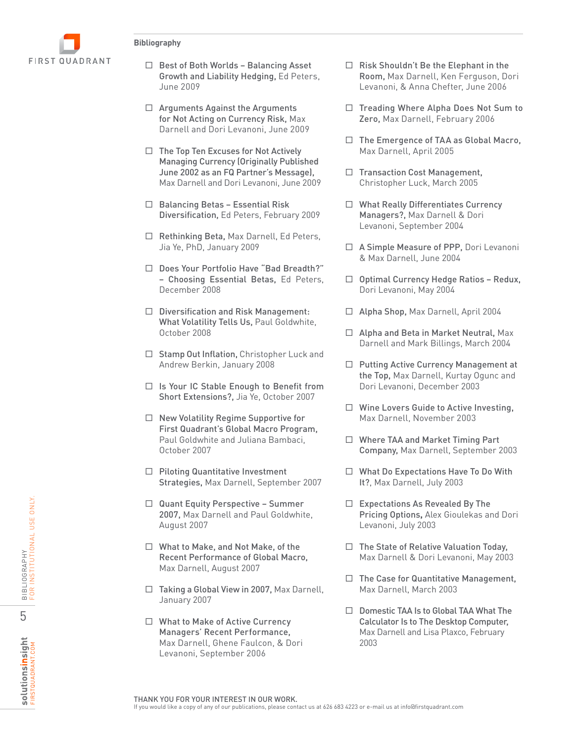## Bibliography

- **Best of Both Worlds – Balancing Asset Growth and Liability Hedging,** Ed Peters, June 2009
- **Arguments Against the Arguments for Not Acting on Currency Risk,** Max Darnell and Dori Levanoni, June 2009
- **The Top Ten Excuses for Not Actively Managing Currency (Originally Published June 2002 as an FQ Partner's Message),** Max Darnell and Dori Levanoni, June 2009
- **Balancing Betas – Essential Risk Diversification,** Ed Peters, February 2009
- **Rethinking Beta,** Max Darnell, Ed Peters, Jia Ye, PhD, January 2009
- **Does Your Portfolio Have "Bad Breadth?" – Choosing Essential Betas,** Ed Peters, December 2008
- **Diversification and Risk Management: What Volatility Tells Us,** Paul Goldwhite, October 2008
- **Stamp Out Inflation,** Christopher Luck and Andrew Berkin, January 2008
- **Is Your IC Stable Enough to Benefit from Short Extensions?,** Jia Ye, October 2007
- **New Volatility Regime Supportive for First Quadrant's Global Macro Program,** Paul Goldwhite and Juliana Bambaci, October 2007
- **Piloting Quantitative Investment Strategies,** Max Darnell, September 2007
- **Quant Equity Perspective – Summer 2007,** Max Darnell and Paul Goldwhite, August 2007
- **What to Make, and Not Make, of the Recent Performance of Global Macro,** Max Darnell, August 2007
- **Taking a Global View in 2007,** Max Darnell, January 2007
- **What to Make of Active Currency Managers' Recent Performance,** Max Darnell, Ghene Faulcon, & Dori Levanoni, September 2006
- **Risk Shouldn't Be the Elephant in the Room,** Max Darnell, Ken Ferguson, Dori Levanoni, & Anna Chefter, June 2006
- **Treading Where Alpha Does Not Sum to Zero,** Max Darnell, February 2006
- **The Emergence of TAA as Global Macro,** Max Darnell, April 2005
- **Transaction Cost Management,** Christopher Luck, March 2005
- **What Really Differentiates Currency Managers?,** Max Darnell & Dori Levanoni, September 2004
- **A Simple Measure of PPP,** Dori Levanoni & Max Darnell, June 2004
- **Optimal Currency Hedge Ratios – Redux,** Dori Levanoni, May 2004
- **Alpha Shop,** Max Darnell, April 2004
- **Alpha and Beta in Market Neutral,** Max Darnell and Mark Billings, March 2004
- **Putting Active Currency Management at the Top,** Max Darnell, Kurtay Ogunc and Dori Levanoni, December 2003
- **Wine Lovers Guide to Active Investing,** Max Darnell, November 2003
- **Where TAA and Market Timing Part Company,** Max Darnell, September 2003
- **What Do Expectations Have To Do With It?,** Max Darnell, July 2003
- **Expectations As Revealed By The Pricing Options,** Alex Gioulekas and Dori Levanoni, July 2003
- **The State of Relative Valuation Today,** Max Darnell & Dori Levanoni, May 2003
- **The Case for Quantitative Management,** Max Darnell, March 2003
- **Domestic TAA Is to Global TAA What The Calculator Is to The Desktop Computer,** Max Darnell and Lisa Plaxco, February 2003

THANK YOU FOR YOUR INTEREST IN OUR WORK.
If you would like a copy of any of our publications, please contact us at 626 683 4223 or e-mail us at info@firstquadrant.com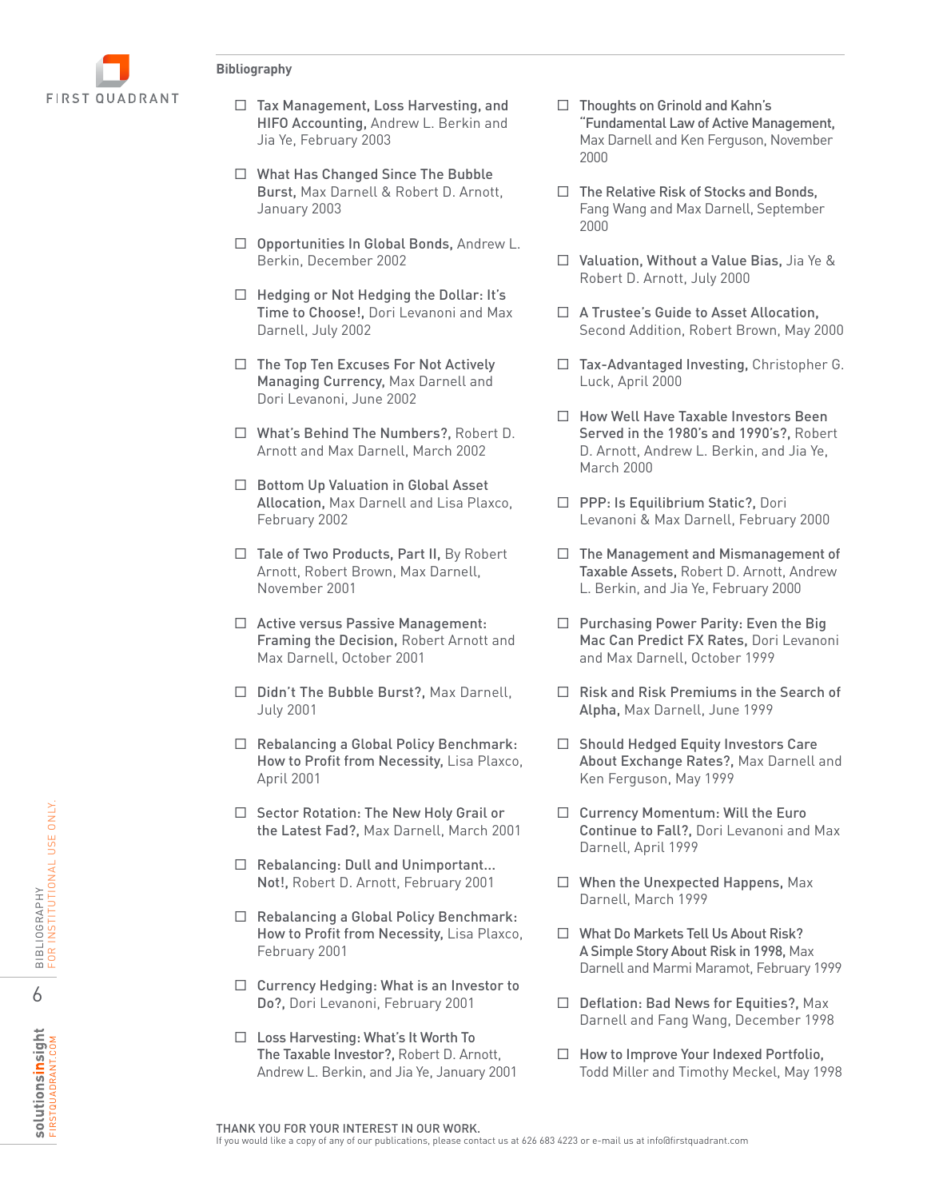## Bibliography

- ☐ **Tax Management, Loss Harvesting, and HIFO Accounting,** Andrew L. Berkin and Jia Ye, February 2003
- ☐ **What Has Changed Since The Bubble Burst,** Max Darnell & Robert D. Arnott, January 2003
- ☐ **Opportunities In Global Bonds,** Andrew L. Berkin, December 2002
- ☐ **Hedging or Not Hedging the Dollar: It's Time to Choose!,** Dori Levanoni and Max Darnell, July 2002
- ☐ **The Top Ten Excuses For Not Actively Managing Currency,** Max Darnell and Dori Levanoni, June 2002
- ☐ **What's Behind The Numbers?,** Robert D. Arnott and Max Darnell, March 2002
- ☐ **Bottom Up Valuation in Global Asset Allocation,** Max Darnell and Lisa Plaxco, February 2002
- ☐ **Tale of Two Products, Part II,** By Robert Arnott, Robert Brown, Max Darnell, November 2001
- ☐ **Active versus Passive Management: Framing the Decision,** Robert Arnott and Max Darnell, October 2001
- ☐ **Didn't The Bubble Burst?,** Max Darnell, July 2001
- ☐ **Rebalancing a Global Policy Benchmark: How to Profit from Necessity,** Lisa Plaxco, April 2001
- ☐ **Sector Rotation: The New Holy Grail or the Latest Fad?,** Max Darnell, March 2001
- ☐ **Rebalancing: Dull and Unimportant… Not!,** Robert D. Arnott, February 2001
- ☐ **Rebalancing a Global Policy Benchmark: How to Profit from Necessity,** Lisa Plaxco, February 2001
- ☐ **Currency Hedging: What is an Investor to Do?,** Dori Levanoni, February 2001
- ☐ **Loss Harvesting: What's It Worth To The Taxable Investor?,** Robert D. Arnott, Andrew L. Berkin, and Jia Ye, January 2001
- ☐ **Thoughts on Grinold and Kahn's "Fundamental Law of Active Management,** Max Darnell and Ken Ferguson, November 2000
- ☐ **The Relative Risk of Stocks and Bonds,** Fang Wang and Max Darnell, September 2000
- ☐ **Valuation, Without a Value Bias,** Jia Ye & Robert D. Arnott, July 2000
- ☐ **A Trustee's Guide to Asset Allocation,** Second Addition, Robert Brown, May 2000
- ☐ **Tax-Advantaged Investing,** Christopher G. Luck, April 2000
- ☐ **How Well Have Taxable Investors Been Served in the 1980's and 1990's?,** Robert D. Arnott, Andrew L. Berkin, and Jia Ye, March 2000
- ☐ **PPP: Is Equilibrium Static?,** Dori Levanoni & Max Darnell, February 2000
- ☐ **The Management and Mismanagement of Taxable Assets,** Robert D. Arnott, Andrew L. Berkin, and Jia Ye, February 2000
- ☐ **Purchasing Power Parity: Even the Big Mac Can Predict FX Rates,** Dori Levanoni and Max Darnell, October 1999
- ☐ **Risk and Risk Premiums in the Search of Alpha,** Max Darnell, June 1999
- ☐ **Should Hedged Equity Investors Care About Exchange Rates?,** Max Darnell and Ken Ferguson, May 1999
- ☐ **Currency Momentum: Will the Euro Continue to Fall?,** Dori Levanoni and Max Darnell, April 1999
- ☐ **When the Unexpected Happens,** Max Darnell, March 1999
- ☐ **What Do Markets Tell Us About Risk? A Simple Story About Risk in 1998,** Max Darnell and Marmi Maramot, February 1999
- ☐ **Deflation: Bad News for Equities?,** Max Darnell and Fang Wang, December 1998
- ☐ **How to Improve Your Indexed Portfolio,** Todd Miller and Timothy Meckel, May 1998

THANK YOU FOR YOUR INTEREST IN OUR WORK.
If you would like a copy of any of our publications, please contact us at 626 683 4223 or e-mail us at info@firstquadrant.com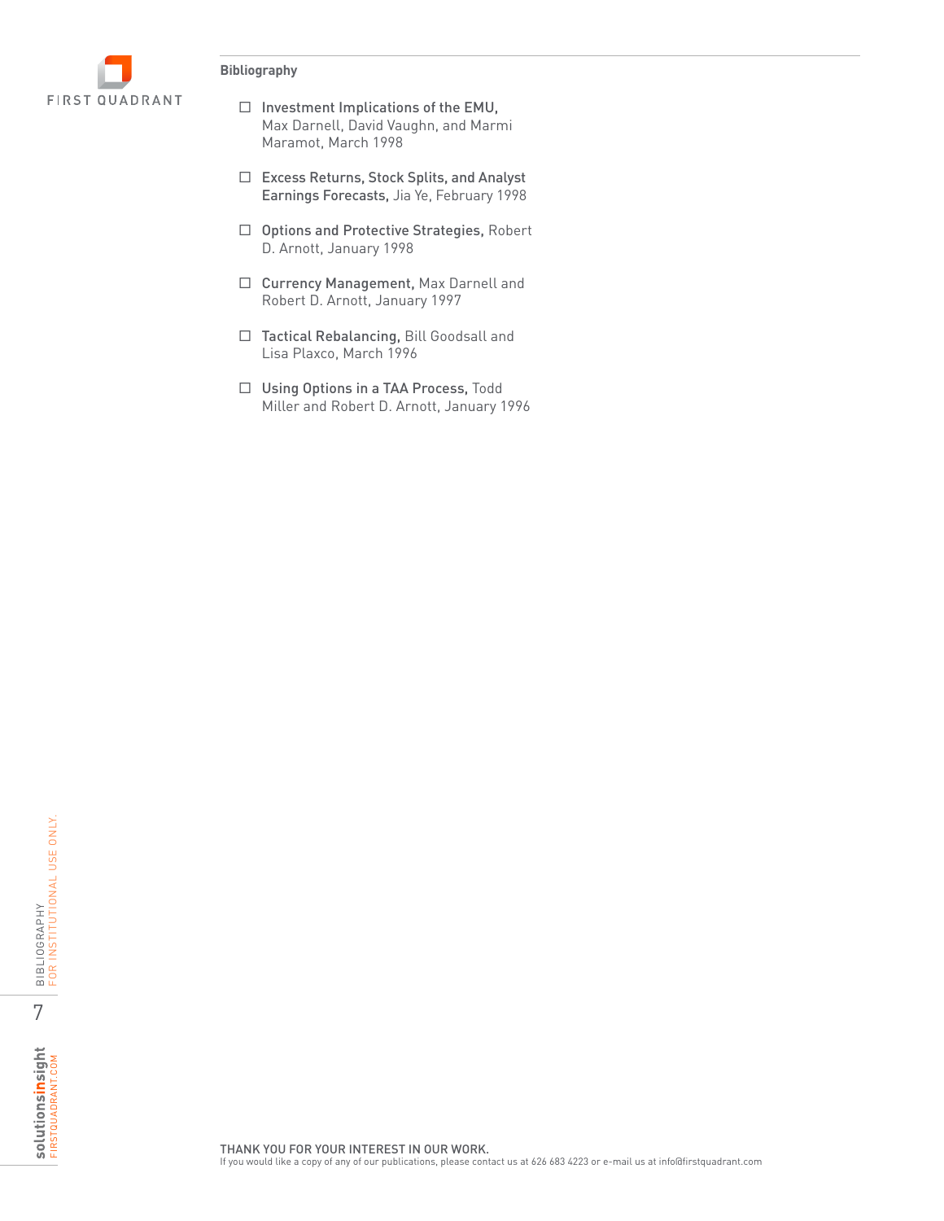**Bibliography**

- ☐ **Investment Implications of the EMU,** Max Darnell, David Vaughn, and Marmi Maramot, March 1998

- ☐ **Excess Returns, Stock Splits, and Analyst Earnings Forecasts,** Jia Ye, February 1998

- ☐ **Options and Protective Strategies,** Robert D. Arnott, January 1998

- ☐ **Currency Management,** Max Darnell and Robert D. Arnott, January 1997

- ☐ **Tactical Rebalancing,** Bill Goodsall and Lisa Plaxco, March 1996

- ☐ **Using Options in a TAA Process,** Todd Miller and Robert D. Arnott, January 1996

THANK YOU FOR YOUR INTEREST IN OUR WORK.
If you would like a copy of any of our publications, please contact us at 626 683 4223 or e-mail us at info@firstquadrant.com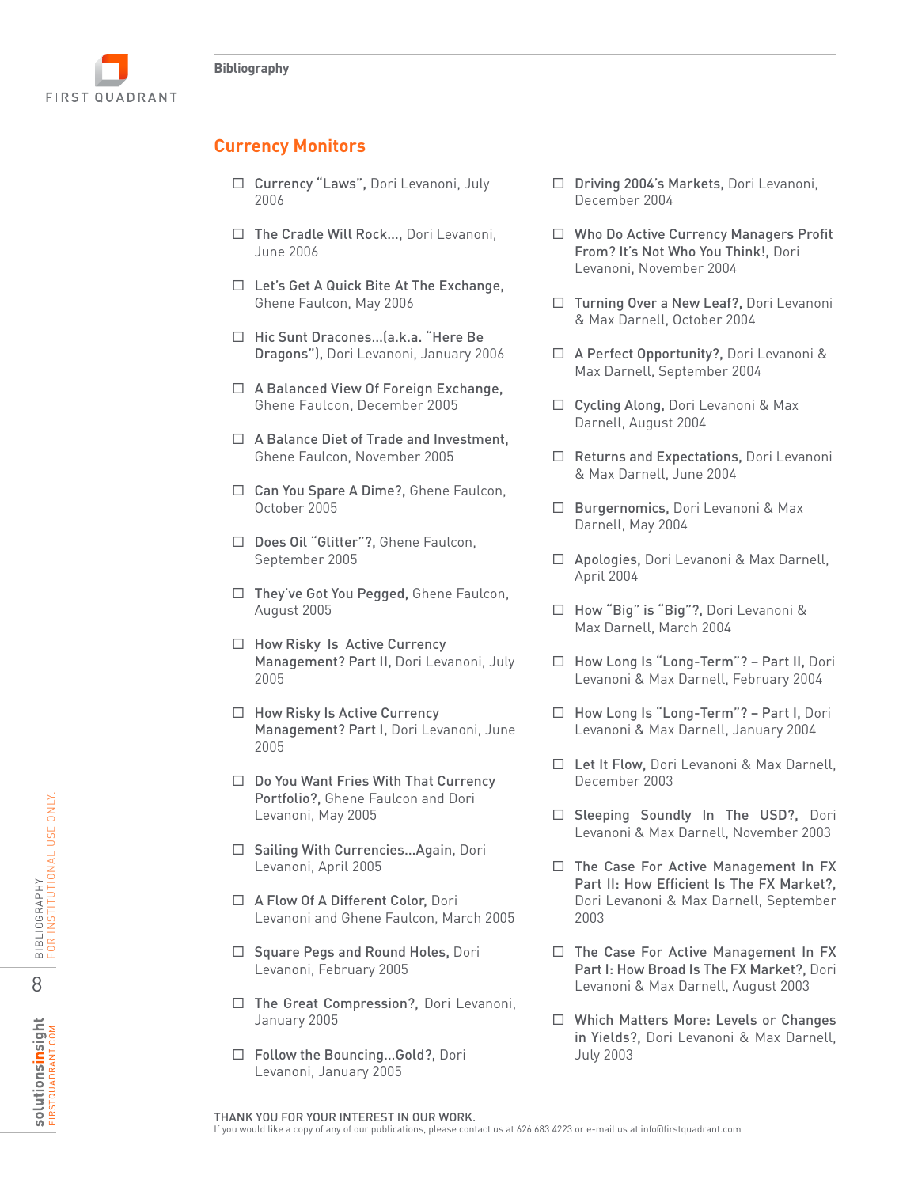## Currency Monitors

- **Currency "Laws",** Dori Levanoni, July 2006
- **The Cradle Will Rock...,** Dori Levanoni, June 2006
- **Let's Get A Quick Bite At The Exchange,** Ghene Faulcon, May 2006
- **Hic Sunt Dracones...(a.k.a. "Here Be Dragons"),** Dori Levanoni, January 2006
- **A Balanced View Of Foreign Exchange,** Ghene Faulcon, December 2005
- **A Balance Diet of Trade and Investment,** Ghene Faulcon, November 2005
- **Can You Spare A Dime?,** Ghene Faulcon, October 2005
- **Does Oil "Glitter"?,** Ghene Faulcon, September 2005
- **They've Got You Pegged,** Ghene Faulcon, August 2005
- **How Risky Is Active Currency Management? Part II,** Dori Levanoni, July 2005
- **How Risky Is Active Currency Management? Part I,** Dori Levanoni, June 2005
- **Do You Want Fries With That Currency Portfolio?,** Ghene Faulcon and Dori Levanoni, May 2005
- **Sailing With Currencies...Again,** Dori Levanoni, April 2005
- **A Flow Of A Different Color,** Dori Levanoni and Ghene Faulcon, March 2005
- **Square Pegs and Round Holes,** Dori Levanoni, February 2005
- **The Great Compression?,** Dori Levanoni, January 2005
- **Follow the Bouncing...Gold?,** Dori Levanoni, January 2005
- **Driving 2004's Markets,** Dori Levanoni, December 2004
- **Who Do Active Currency Managers Profit From? It's Not Who You Think!,** Dori Levanoni, November 2004
- **Turning Over a New Leaf?,** Dori Levanoni & Max Darnell, October 2004
- **A Perfect Opportunity?,** Dori Levanoni & Max Darnell, September 2004
- **Cycling Along,** Dori Levanoni & Max Darnell, August 2004
- **Returns and Expectations,** Dori Levanoni & Max Darnell, June 2004
- **Burgernomics,** Dori Levanoni & Max Darnell, May 2004
- **Apologies,** Dori Levanoni & Max Darnell, April 2004
- **How "Big" is "Big"?,** Dori Levanoni & Max Darnell, March 2004
- **How Long Is "Long-Term"? – Part II,** Dori Levanoni & Max Darnell, February 2004
- **How Long Is "Long-Term"? – Part I,** Dori Levanoni & Max Darnell, January 2004
- **Let It Flow,** Dori Levanoni & Max Darnell, December 2003
- **Sleeping Soundly In The USD?,** Dori Levanoni & Max Darnell, November 2003
- **The Case For Active Management In FX Part II: How Efficient Is The FX Market?,** Dori Levanoni & Max Darnell, September 2003
- **The Case For Active Management In FX Part I: How Broad Is The FX Market?,** Dori Levanoni & Max Darnell, August 2003
- **Which Matters More: Levels or Changes in Yields?,** Dori Levanoni & Max Darnell, July 2003

THANK YOU FOR YOUR INTEREST IN OUR WORK.
If you would like a copy of any of our publications, please contact us at 626 683 4223 or e-mail us at info@firstquadrant.com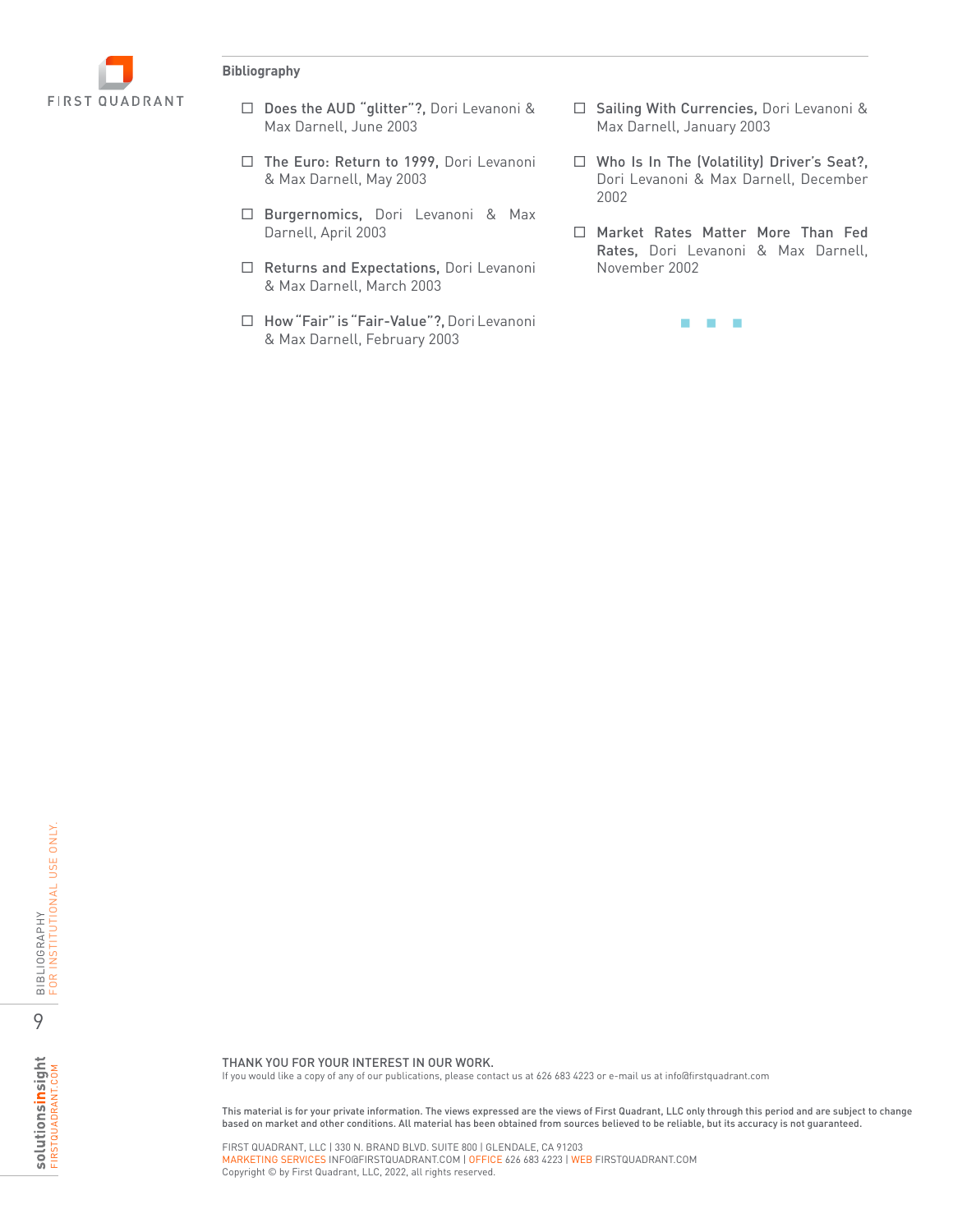## Bibliography

- **Does the AUD "glitter"?,** Dori Levanoni & Max Darnell, June 2003
- **The Euro: Return to 1999,** Dori Levanoni & Max Darnell, May 2003
- **Burgernomics,** Dori Levanoni & Max Darnell, April 2003
- **Returns and Expectations,** Dori Levanoni & Max Darnell, March 2003
- **How "Fair" is "Fair-Value"?,** Dori Levanoni & Max Darnell, February 2003
- **Sailing With Currencies,** Dori Levanoni & Max Darnell, January 2003
- **Who Is In The (Volatility) Driver's Seat?,** Dori Levanoni & Max Darnell, December 2002
- **Market Rates Matter More Than Fed Rates,** Dori Levanoni & Max Darnell, November 2002

THANK YOU FOR YOUR INTEREST IN OUR WORK.
If you would like a copy of any of our publications, please contact us at 626 683 4223 or e-mail us at info@firstquadrant.com

This material is for your private information. The views expressed are the views of First Quadrant, LLC only through this period and are subject to change based on market and other conditions. All material has been obtained from sources believed to be reliable, but its accuracy is not guaranteed.

FIRST QUADRANT, LLC | 330 N. BRAND BLVD. SUITE 800 | GLENDALE, CA 91203
MARKETING SERVICES INFO@FIRSTQUADRANT.COM | OFFICE 626 683 4223 | WEB FIRSTQUADRANT.COM
Copyright © by First Quadrant, LLC, 2022, all rights reserved.